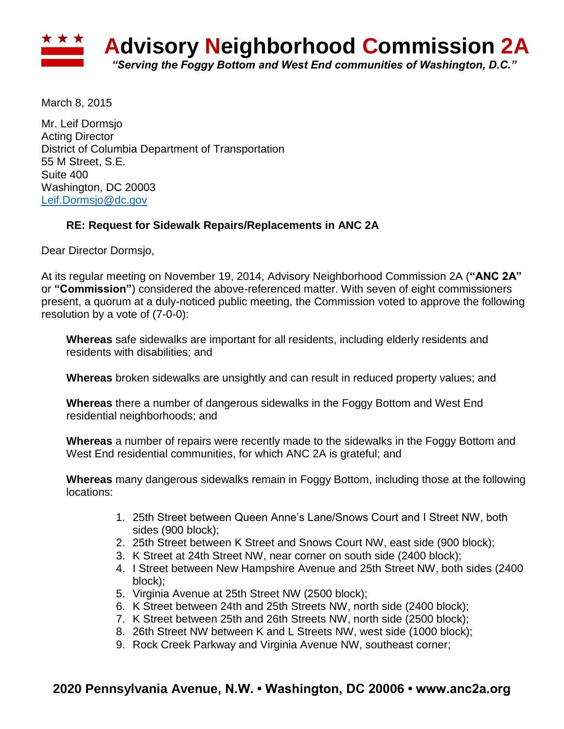# Advisory Neighborhood Commission 2A

*"Serving the Foggy Bottom and West End communities of Washington, D.C."*

March 8, 2015

Mr. Leif Dormsjo
Acting Director
District of Columbia Department of Transportation
55 M Street, S.E.
Suite 400
Washington, DC 20003
Leif.Dormsjo@dc.gov

**RE: Request for Sidewalk Repairs/Replacements in ANC 2A**

Dear Director Dormsjo,

At its regular meeting on November 19, 2014, Advisory Neighborhood Commission 2A (**"ANC 2A"** or **"Commission"**) considered the above-referenced matter. With seven of eight commissioners present, a quorum at a duly-noticed public meeting, the Commission voted to approve the following resolution by a vote of (7-0-0):

**Whereas** safe sidewalks are important for all residents, including elderly residents and residents with disabilities; and

**Whereas** broken sidewalks are unsightly and can result in reduced property values; and

**Whereas** there a number of dangerous sidewalks in the Foggy Bottom and West End residential neighborhoods; and

**Whereas** a number of repairs were recently made to the sidewalks in the Foggy Bottom and West End residential communities, for which ANC 2A is grateful; and

**Whereas** many dangerous sidewalks remain in Foggy Bottom, including those at the following locations:

1. 25th Street between Queen Anne's Lane/Snows Court and I Street NW, both sides (900 block);
2. 25th Street between K Street and Snows Court NW, east side (900 block);
3. K Street at 24th Street NW, near corner on south side (2400 block);
4. I Street between New Hampshire Avenue and 25th Street NW, both sides (2400 block);
5. Virginia Avenue at 25th Street NW (2500 block);
6. K Street between 24th and 25th Streets NW, north side (2400 block);
7. K Street between 25th and 26th Streets NW, north side (2500 block);
8. 26th Street NW between K and L Streets NW, west side (1000 block);
9. Rock Creek Parkway and Virginia Avenue NW, southeast corner;

**2020 Pennsylvania Avenue, N.W. • Washington, DC 20006 • www.anc2a.org**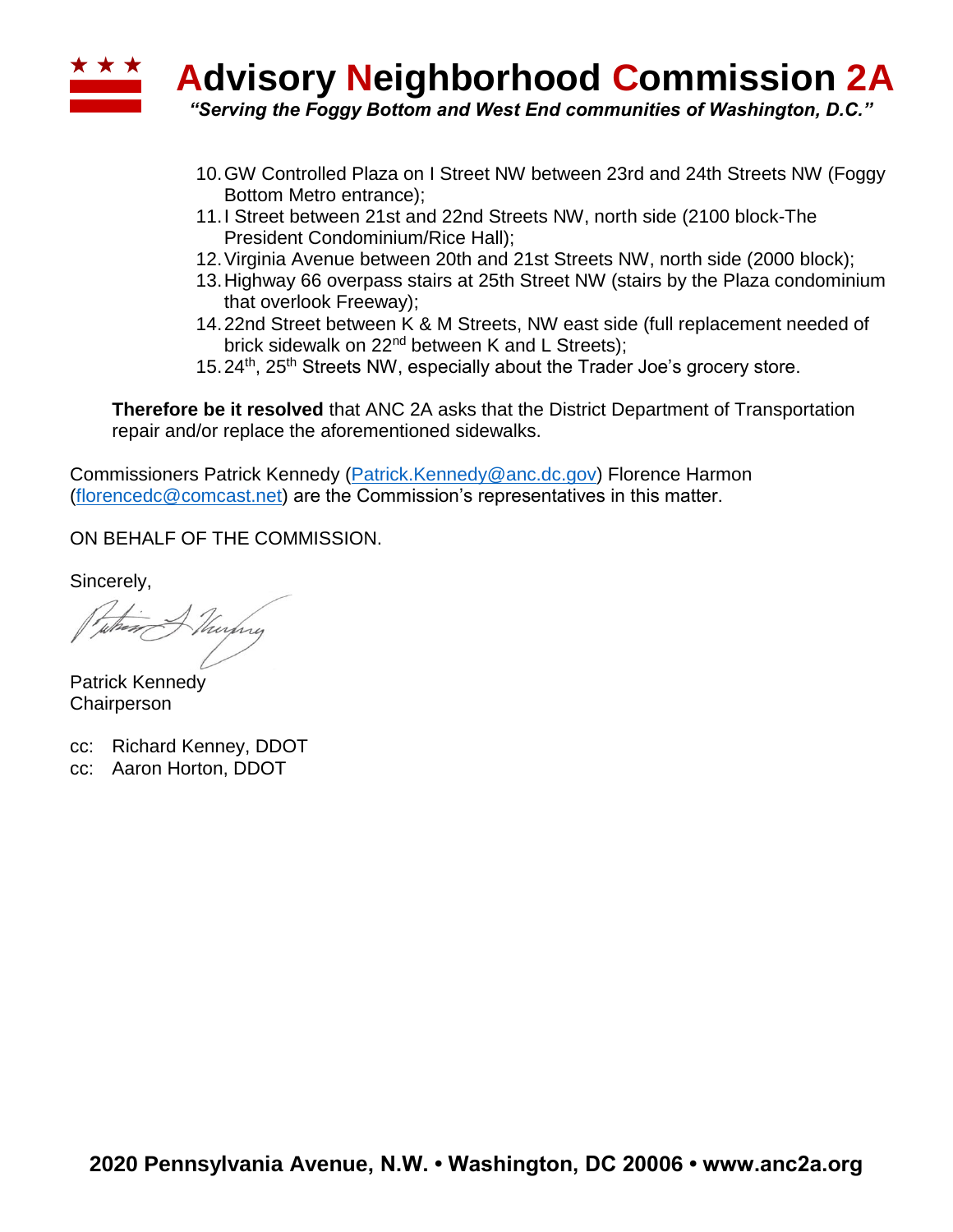10. GW Controlled Plaza on I Street NW between 23rd and 24th Streets NW (Foggy Bottom Metro entrance);
11. I Street between 21st and 22nd Streets NW, north side (2100 block-The President Condominium/Rice Hall);
12. Virginia Avenue between 20th and 21st Streets NW, north side (2000 block);
13. Highway 66 overpass stairs at 25th Street NW (stairs by the Plaza condominium that overlook Freeway);
14. 22nd Street between K & M Streets, NW east side (full replacement needed of brick sidewalk on 22nd between K and L Streets);
15. 24th, 25th Streets NW, especially about the Trader Joe's grocery store.

**Therefore be it resolved** that ANC 2A asks that the District Department of Transportation repair and/or replace the aforementioned sidewalks.

Commissioners Patrick Kennedy (Patrick.Kennedy@anc.dc.gov) Florence Harmon (florencedc@comcast.net) are the Commission's representatives in this matter.

ON BEHALF OF THE COMMISSION.

Sincerely,

Patrick Kennedy
Chairperson

cc: Richard Kenney, DDOT
cc: Aaron Horton, DDOT